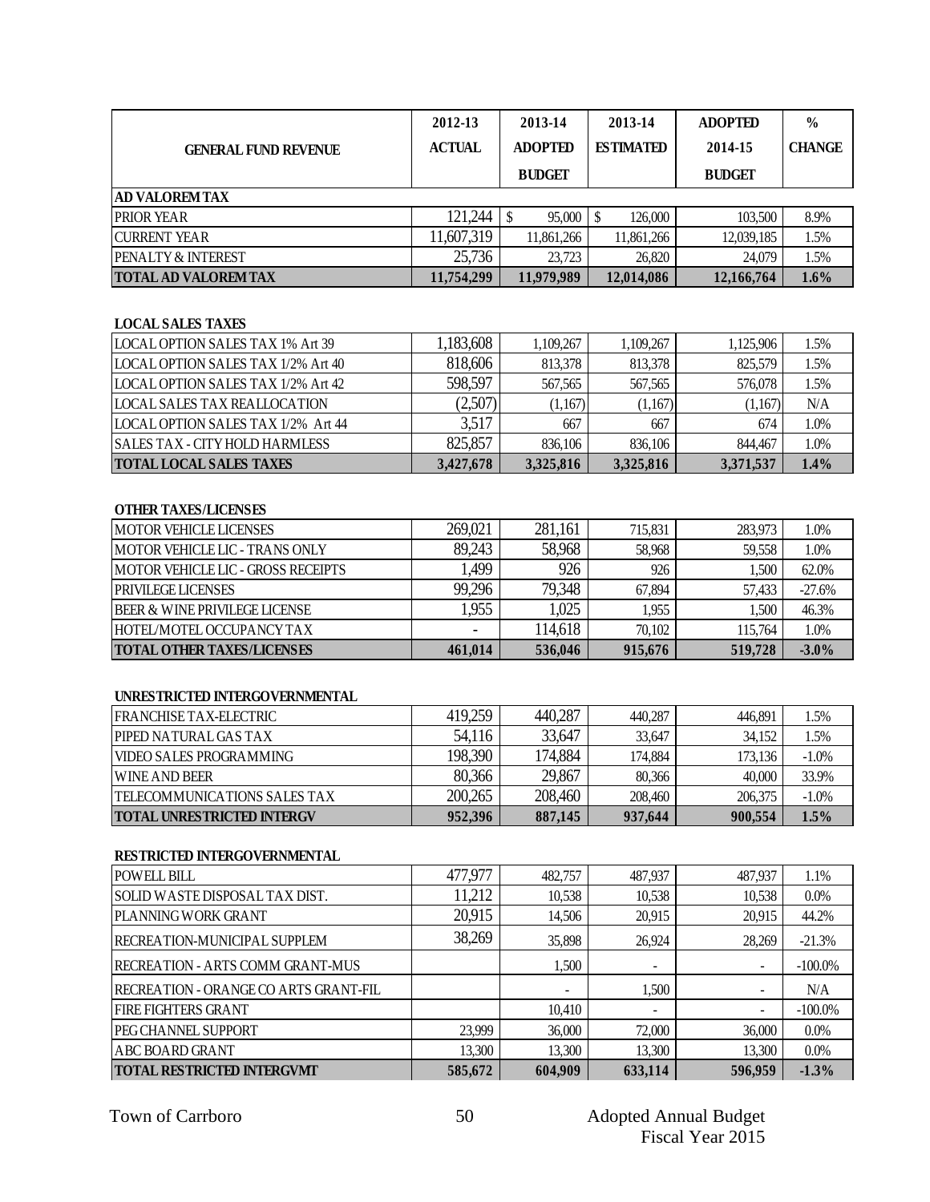| GENERAL FUND REVENUE | 2012-13 ACTUAL | 2013-14 ADOPTED BUDGET | 2013-14 ESTIMATED | ADOPTED 2014-15 BUDGET | % CHANGE |
|---|---|---|---|---|---|
| **AD VALOREM TAX** | | | | | |
| PRIOR YEAR | 121,244 | $ 95,000 | $ 126,000 | 103,500 | 8.9% |
| CURRENT YEAR | 11,607,319 | 11,861,266 | 11,861,266 | 12,039,185 | 1.5% |
| PENALTY & INTEREST | 25,736 | 23,723 | 26,820 | 24,079 | 1.5% |
| **TOTAL AD VALOREM TAX** | **11,754,299** | **11,979,989** | **12,014,086** | **12,166,764** | **1.6%** |
| | | | | | |
| **LOCAL SALES TAXES** | | | | | |
| LOCAL OPTION SALES TAX 1% Art 39 | 1,183,608 | 1,109,267 | 1,109,267 | 1,125,906 | 1.5% |
| LOCAL OPTION SALES TAX 1/2% Art 40 | 818,606 | 813,378 | 813,378 | 825,579 | 1.5% |
| LOCAL OPTION SALES TAX 1/2% Art 42 | 598,597 | 567,565 | 567,565 | 576,078 | 1.5% |
| LOCAL SALES TAX REALLOCATION | (2,507) | (1,167) | (1,167) | (1,167) | N/A |
| LOCAL OPTION SALES TAX 1/2% Art 44 | 3,517 | 667 | 667 | 674 | 1.0% |
| SALES TAX - CITY HOLD HARMLESS | 825,857 | 836,106 | 836,106 | 844,467 | 1.0% |
| **TOTAL LOCAL SALES TAXES** | **3,427,678** | **3,325,816** | **3,325,816** | **3,371,537** | **1.4%** |
| | | | | | |
| **OTHER TAXES/LICENSES** | | | | | |
| MOTOR VEHICLE LICENSES | 269,021 | 281,161 | 715,831 | 283,973 | 1.0% |
| MOTOR VEHICLE LIC - TRANS ONLY | 89,243 | 58,968 | 58,968 | 59,558 | 1.0% |
| MOTOR VEHICLE LIC - GROSS RECEIPTS | 1,499 | 926 | 926 | 1,500 | 62.0% |
| PRIVILEGE LICENSES | 99,296 | 79,348 | 67,894 | 57,433 | -27.6% |
| BEER & WINE PRIVILEGE LICENSE | 1,955 | 1,025 | 1,955 | 1,500 | 46.3% |
| HOTEL/MOTEL OCCUPANCY TAX | - | 114,618 | 70,102 | 115,764 | 1.0% |
| **TOTAL OTHER TAXES/LICENSES** | **461,014** | **536,046** | **915,676** | **519,728** | **-3.0%** |
| | | | | | |
| **UNRESTRICTED INTERGOVERNMENTAL** | | | | | |
| FRANCHISE TAX-ELECTRIC | 419,259 | 440,287 | 440,287 | 446,891 | 1.5% |
| PIPED NATURAL GAS TAX | 54,116 | 33,647 | 33,647 | 34,152 | 1.5% |
| VIDEO SALES PROGRAMMING | 198,390 | 174,884 | 174,884 | 173,136 | -1.0% |
| WINE AND BEER | 80,366 | 29,867 | 80,366 | 40,000 | 33.9% |
| TELECOMMUNICATIONS SALES TAX | 200,265 | 208,460 | 208,460 | 206,375 | -1.0% |
| **TOTAL UNRESTRICTED INTERGV** | **952,396** | **887,145** | **937,644** | **900,554** | **1.5%** |
| | | | | | |
| **RESTRICTED INTERGOVERNMENTAL** | | | | | |
| POWELL BILL | 477,977 | 482,757 | 487,937 | 487,937 | 1.1% |
| SOLID WASTE DISPOSAL TAX DIST. | 11,212 | 10,538 | 10,538 | 10,538 | 0.0% |
| PLANNING WORK GRANT | 20,915 | 14,506 | 20,915 | 20,915 | 44.2% |
| RECREATION-MUNICIPAL SUPPLEM | 38,269 | 35,898 | 26,924 | 28,269 | -21.3% |
| RECREATION - ARTS COMM GRANT-MUS | | 1,500 | - | - | -100.0% |
| RECREATION - ORANGE CO ARTS GRANT-FIL | | - | 1,500 | - | N/A |
| FIRE FIGHTERS GRANT | | 10,410 | - | - | -100.0% |
| PEG CHANNEL SUPPORT | 23,999 | 36,000 | 72,000 | 36,000 | 0.0% |
| ABC BOARD GRANT | 13,300 | 13,300 | 13,300 | 13,300 | 0.0% |
| **TOTAL RESTRICTED INTERGVMT** | **585,672** | **604,909** | **633,114** | **596,959** | **-1.3%** |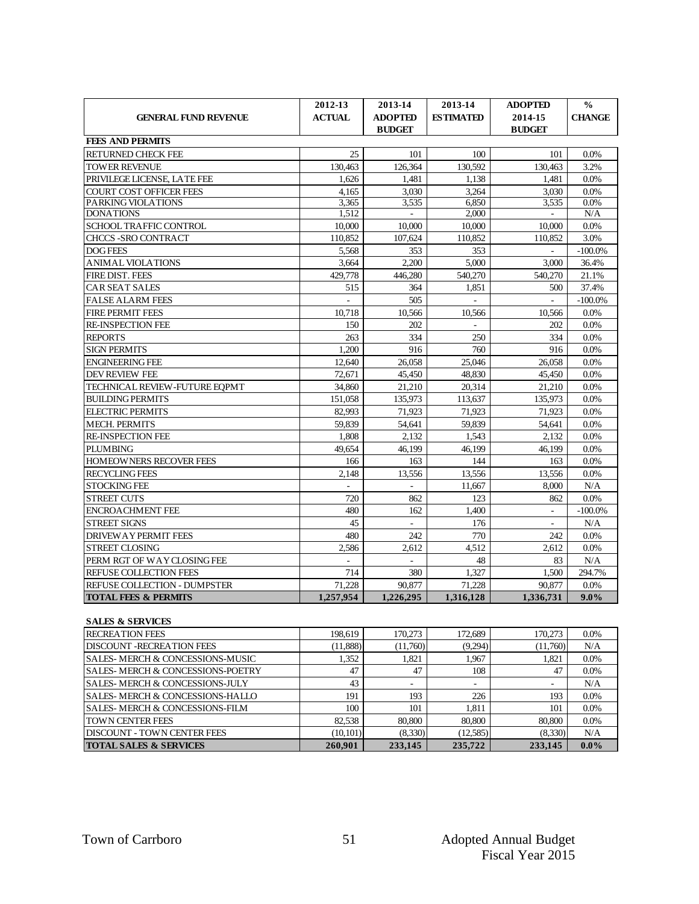| GENERAL FUND REVENUE | 2012-13 ACTUAL | 2013-14 ADOPTED BUDGET | 2013-14 ESTIMATED | ADOPTED 2014-15 BUDGET | % CHANGE |
|---|---|---|---|---|---|
| **FEES AND PERMITS** | | | | | |
| RETURNED CHECK FEE | 25 | 101 | 100 | 101 | 0.0% |
| TOWER REVENUE | 130,463 | 126,364 | 130,592 | 130,463 | 3.2% |
| PRIVILEGE LICENSE, LATE FEE | 1,626 | 1,481 | 1,138 | 1,481 | 0.0% |
| COURT COST OFFICER FEES | 4,165 | 3,030 | 3,264 | 3,030 | 0.0% |
| PARKING VIOLATIONS | 3,365 | 3,535 | 6,850 | 3,535 | 0.0% |
| DONATIONS | 1,512 | - | 2,000 | - | N/A |
| SCHOOL TRAFFIC CONTROL | 10,000 | 10,000 | 10,000 | 10,000 | 0.0% |
| CHCCS -SRO CONTRACT | 110,852 | 107,624 | 110,852 | 110,852 | 3.0% |
| DOG FEES | 5,568 | 353 | 353 | - | -100.0% |
| ANIMAL VIOLATIONS | 3,664 | 2,200 | 5,000 | 3,000 | 36.4% |
| FIRE DIST. FEES | 429,778 | 446,280 | 540,270 | 540,270 | 21.1% |
| CAR SEAT SALES | 515 | 364 | 1,851 | 500 | 37.4% |
| FALSE ALARM FEES | - | 505 | - | - | -100.0% |
| FIRE PERMIT FEES | 10,718 | 10,566 | 10,566 | 10,566 | 0.0% |
| RE-INSPECTION FEE | 150 | 202 | - | 202 | 0.0% |
| REPORTS | 263 | 334 | 250 | 334 | 0.0% |
| SIGN PERMITS | 1,200 | 916 | 760 | 916 | 0.0% |
| ENGINEERING FEE | 12,640 | 26,058 | 25,046 | 26,058 | 0.0% |
| DEV REVIEW FEE | 72,671 | 45,450 | 48,830 | 45,450 | 0.0% |
| TECHNICAL REVIEW-FUTURE EQPMT | 34,860 | 21,210 | 20,314 | 21,210 | 0.0% |
| BUILDING PERMITS | 151,058 | 135,973 | 113,637 | 135,973 | 0.0% |
| ELECTRIC PERMITS | 82,993 | 71,923 | 71,923 | 71,923 | 0.0% |
| MECH. PERMITS | 59,839 | 54,641 | 59,839 | 54,641 | 0.0% |
| RE-INSPECTION FEE | 1,808 | 2,132 | 1,543 | 2,132 | 0.0% |
| PLUMBING | 49,654 | 46,199 | 46,199 | 46,199 | 0.0% |
| HOMEOWNERS RECOVER FEES | 166 | 163 | 144 | 163 | 0.0% |
| RECYCLING FEES | 2,148 | 13,556 | 13,556 | 13,556 | 0.0% |
| STOCKING FEE | - | - | 11,667 | 8,000 | N/A |
| STREET CUTS | 720 | 862 | 123 | 862 | 0.0% |
| ENCROACHMENT FEE | 480 | 162 | 1,400 | - | -100.0% |
| STREET SIGNS | 45 | - | 176 | - | N/A |
| DRIVEWAY PERMIT FEES | 480 | 242 | 770 | 242 | 0.0% |
| STREET CLOSING | 2,586 | 2,612 | 4,512 | 2,612 | 0.0% |
| PERM RGT OF WAY CLOSING FEE | - | - | 48 | 83 | N/A |
| REFUSE COLLECTION FEES | 714 | 380 | 1,327 | 1,500 | 294.7% |
| REFUSE COLLECTION - DUMPSTER | 71,228 | 90,877 | 71,228 | 90,877 | 0.0% |
| **TOTAL FEES & PERMITS** | **1,257,954** | **1,226,295** | **1,316,128** | **1,336,731** | **9.0%** |

| SALES & SERVICES | | | | | |
|---|---|---|---|---|---|
| RECREATION FEES | 198,619 | 170,273 | 172,689 | 170,273 | 0.0% |
| DISCOUNT -RECREATION FEES | (11,888) | (11,760) | (9,294) | (11,760) | N/A |
| SALES- MERCH & CONCESSIONS-MUSIC | 1,352 | 1,821 | 1,967 | 1,821 | 0.0% |
| SALES- MERCH & CONCESSIONS-POETRY | 47 | 47 | 108 | 47 | 0.0% |
| SALES- MERCH & CONCESSIONS-JULY | 43 | - | - | - | N/A |
| SALES- MERCH & CONCESSIONS-HALLO | 191 | 193 | 226 | 193 | 0.0% |
| SALES- MERCH & CONCESSIONS-FILM | 100 | 101 | 1,811 | 101 | 0.0% |
| TOWN CENTER FEES | 82,538 | 80,800 | 80,800 | 80,800 | 0.0% |
| DISCOUNT - TOWN CENTER FEES | (10,101) | (8,330) | (12,585) | (8,330) | N/A |
| **TOTAL SALES & SERVICES** | **260,901** | **233,145** | **235,722** | **233,145** | **0.0%** |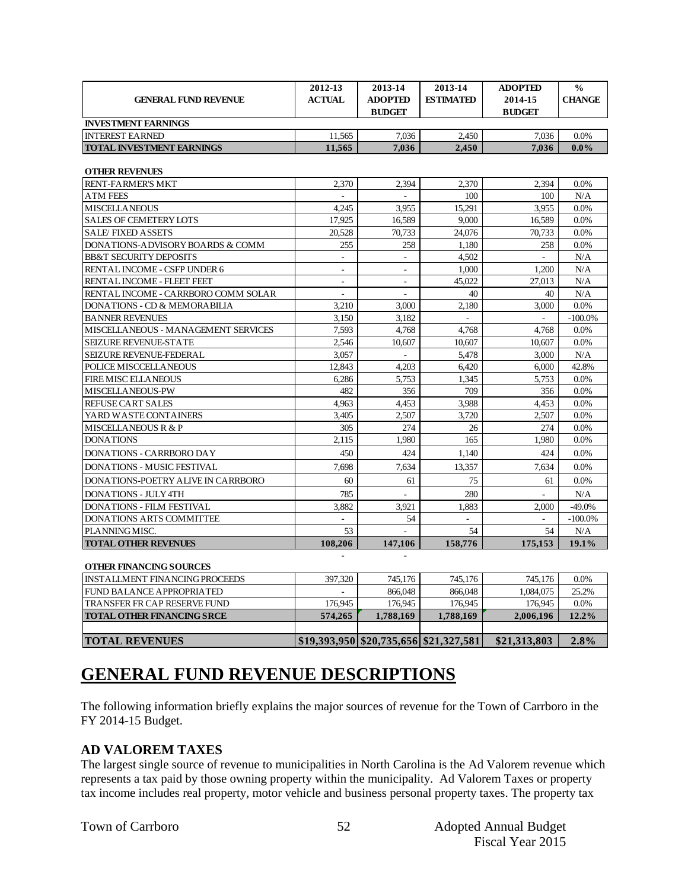| GENERAL FUND REVENUE | 2012-13 ACTUAL | 2013-14 ADOPTED BUDGET | 2013-14 ESTIMATED | ADOPTED 2014-15 BUDGET | % CHANGE |
|---|---|---|---|---|---|
| **INVESTMENT EARNINGS** | | | | | |
| INTEREST EARNED | 11,565 | 7,036 | 2,450 | 7,036 | 0.0% |
| **TOTAL INVESTMENT EARNINGS** | **11,565** | **7,036** | **2,450** | **7,036** | **0.0%** |
| **OTHER REVENUES** | | | | | |
| RENT-FARMER'S MKT | 2,370 | 2,394 | 2,370 | 2,394 | 0.0% |
| ATM FEES | - | - | 100 | 100 | N/A |
| MISCELLANEOUS | 4,245 | 3,955 | 15,291 | 3,955 | 0.0% |
| SALES OF CEMETERY LOTS | 17,925 | 16,589 | 9,000 | 16,589 | 0.0% |
| SALE/ FIXED ASSETS | 20,528 | 70,733 | 24,076 | 70,733 | 0.0% |
| DONATIONS-ADVISORY BOARDS & COMM | 255 | 258 | 1,180 | 258 | 0.0% |
| BB&T SECURITY DEPOSITS | - | - | 4,502 | - | N/A |
| RENTAL INCOME - CSFP UNDER 6 | - | - | 1,000 | 1,200 | N/A |
| RENTAL INCOME - FLEET FEET | - | - | 45,022 | 27,013 | N/A |
| RENTAL INCOME - CARRBORO COMM SOLAR | - | - | 40 | 40 | N/A |
| DONATIONS - CD & MEMORABILIA | 3,210 | 3,000 | 2,180 | 3,000 | 0.0% |
| BANNER REVENUES | 3,150 | 3,182 | - | - | -100.0% |
| MISCELLANEOUS - MANAGEMENT SERVICES | 7,593 | 4,768 | 4,768 | 4,768 | 0.0% |
| SEIZURE REVENUE-STATE | 2,546 | 10,607 | 10,607 | 10,607 | 0.0% |
| SEIZURE REVENUE-FEDERAL | 3,057 | - | 5,478 | 3,000 | N/A |
| POLICE MISCCELLANEOUS | 12,843 | 4,203 | 6,420 | 6,000 | 42.8% |
| FIRE MISC ELLANEOUS | 6,286 | 5,753 | 1,345 | 5,753 | 0.0% |
| MISCELLANEOUS-PW | 482 | 356 | 709 | 356 | 0.0% |
| REFUSE CART SALES | 4,963 | 4,453 | 3,988 | 4,453 | 0.0% |
| YARD WASTE CONTAINERS | 3,405 | 2,507 | 3,720 | 2,507 | 0.0% |
| MISCELLANEOUS R & P | 305 | 274 | 26 | 274 | 0.0% |
| DONATIONS | 2,115 | 1,980 | 165 | 1,980 | 0.0% |
| DONATIONS - CARRBORO DAY | 450 | 424 | 1,140 | 424 | 0.0% |
| DONATIONS - MUSIC FESTIVAL | 7,698 | 7,634 | 13,357 | 7,634 | 0.0% |
| DONATIONS-POETRY ALIVE IN CARRBORO | 60 | 61 | 75 | 61 | 0.0% |
| DONATIONS - JULY 4TH | 785 | - | 280 | - | N/A |
| DONATIONS - FILM FESTIVAL | 3,882 | 3,921 | 1,883 | 2,000 | -49.0% |
| DONATIONS ARTS COMMITTEE | - | 54 | - | - | -100.0% |
| PLANNING MISC. | 53 | - | 54 | 54 | N/A |
| **TOTAL OTHER REVENUES** | **108,206** | **147,106** | **158,776** | **175,153** | **19.1%** |
| | - | - | | | |
| **OTHER FINANCING SOURCES** | | | | | |
| INSTALLMENT FINANCING PROCEEDS | 397,320 | 745,176 | 745,176 | 745,176 | 0.0% |
| FUND BALANCE APPROPRIATED | - | 866,048 | 866,048 | 1,084,075 | 25.2% |
| TRANSFER FR CAP RESERVE FUND | 176,945 | 176,945 | 176,945 | 176,945 | 0.0% |
| **TOTAL OTHER FINANCING SRCE** | **574,265** | **1,788,169** | **1,788,169** | **2,006,196** | **12.2%** |
| | | | | | |
| **TOTAL REVENUES** | **$19,393,950** | **$20,735,656** | **$21,327,581** | **$21,313,803** | **2.8%** |

# GENERAL FUND REVENUE DESCRIPTIONS

The following information briefly explains the major sources of revenue for the Town of Carrboro in the FY 2014-15 Budget.

### AD VALOREM TAXES

The largest single source of revenue to municipalities in North Carolina is the Ad Valorem revenue which represents a tax paid by those owning property within the municipality. Ad Valorem Taxes or property tax income includes real property, motor vehicle and business personal property taxes. The property tax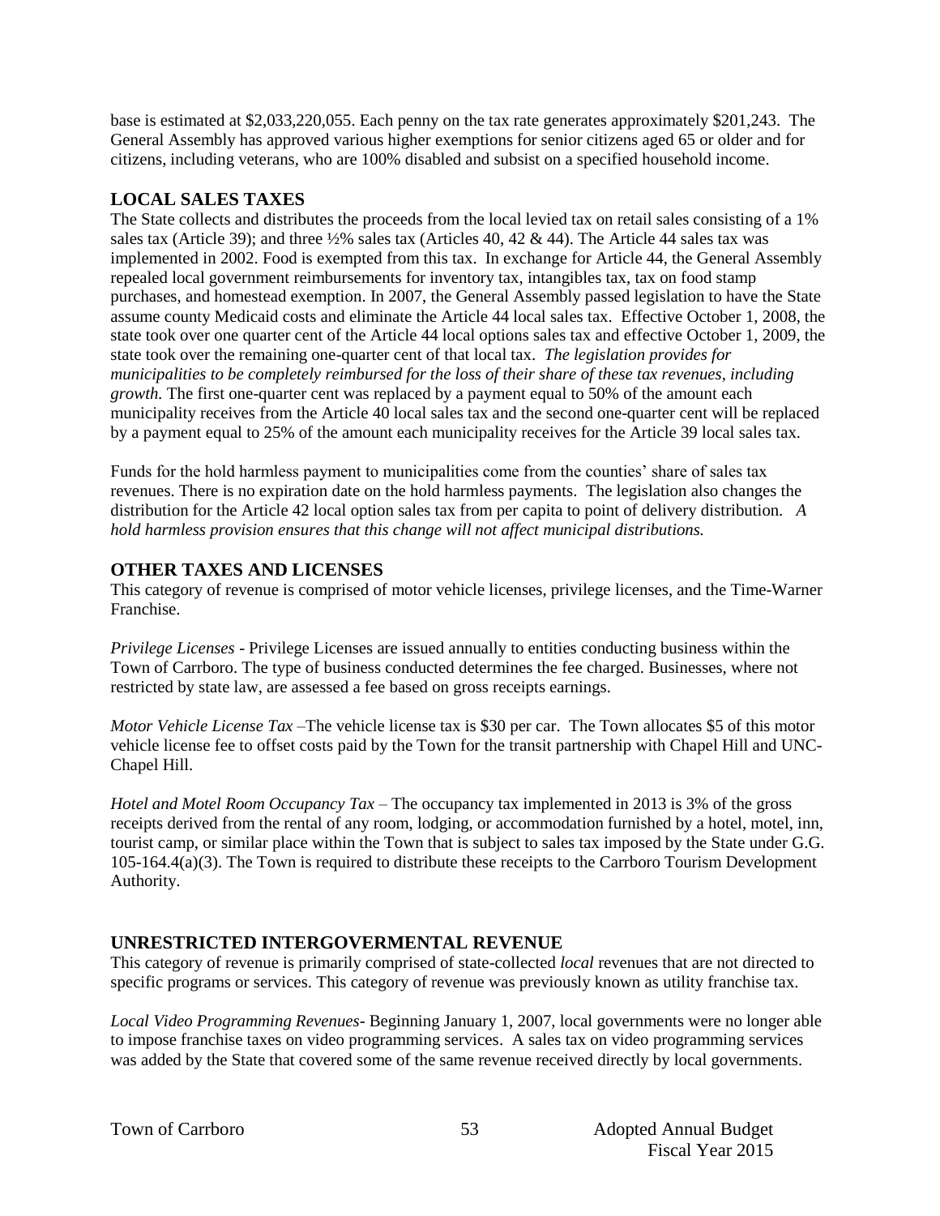base is estimated at $2,033,220,055. Each penny on the tax rate generates approximately $201,243. The General Assembly has approved various higher exemptions for senior citizens aged 65 or older and for citizens, including veterans, who are 100% disabled and subsist on a specified household income.

## LOCAL SALES TAXES

The State collects and distributes the proceeds from the local levied tax on retail sales consisting of a 1% sales tax (Article 39); and three ½% sales tax (Articles 40, 42 & 44). The Article 44 sales tax was implemented in 2002. Food is exempted from this tax. In exchange for Article 44, the General Assembly repealed local government reimbursements for inventory tax, intangibles tax, tax on food stamp purchases, and homestead exemption. In 2007, the General Assembly passed legislation to have the State assume county Medicaid costs and eliminate the Article 44 local sales tax. Effective October 1, 2008, the state took over one quarter cent of the Article 44 local options sales tax and effective October 1, 2009, the state took over the remaining one-quarter cent of that local tax. *The legislation provides for municipalities to be completely reimbursed for the loss of their share of these tax revenues, including growth.* The first one-quarter cent was replaced by a payment equal to 50% of the amount each municipality receives from the Article 40 local sales tax and the second one-quarter cent will be replaced by a payment equal to 25% of the amount each municipality receives for the Article 39 local sales tax.

Funds for the hold harmless payment to municipalities come from the counties' share of sales tax revenues. There is no expiration date on the hold harmless payments. The legislation also changes the distribution for the Article 42 local option sales tax from per capita to point of delivery distribution. *A hold harmless provision ensures that this change will not affect municipal distributions.*

## OTHER TAXES AND LICENSES

This category of revenue is comprised of motor vehicle licenses, privilege licenses, and the Time-Warner Franchise.

*Privilege Licenses* - Privilege Licenses are issued annually to entities conducting business within the Town of Carrboro. The type of business conducted determines the fee charged. Businesses, where not restricted by state law, are assessed a fee based on gross receipts earnings.

*Motor Vehicle License Tax* –The vehicle license tax is $30 per car. The Town allocates $5 of this motor vehicle license fee to offset costs paid by the Town for the transit partnership with Chapel Hill and UNC-Chapel Hill.

*Hotel and Motel Room Occupancy Tax* – The occupancy tax implemented in 2013 is 3% of the gross receipts derived from the rental of any room, lodging, or accommodation furnished by a hotel, motel, inn, tourist camp, or similar place within the Town that is subject to sales tax imposed by the State under G.G. 105-164.4(a)(3). The Town is required to distribute these receipts to the Carrboro Tourism Development Authority.

## UNRESTRICTED INTERGOVERMENTAL REVENUE

This category of revenue is primarily comprised of state-collected *local* revenues that are not directed to specific programs or services. This category of revenue was previously known as utility franchise tax.

*Local Video Programming Revenues*- Beginning January 1, 2007, local governments were no longer able to impose franchise taxes on video programming services. A sales tax on video programming services was added by the State that covered some of the same revenue received directly by local governments.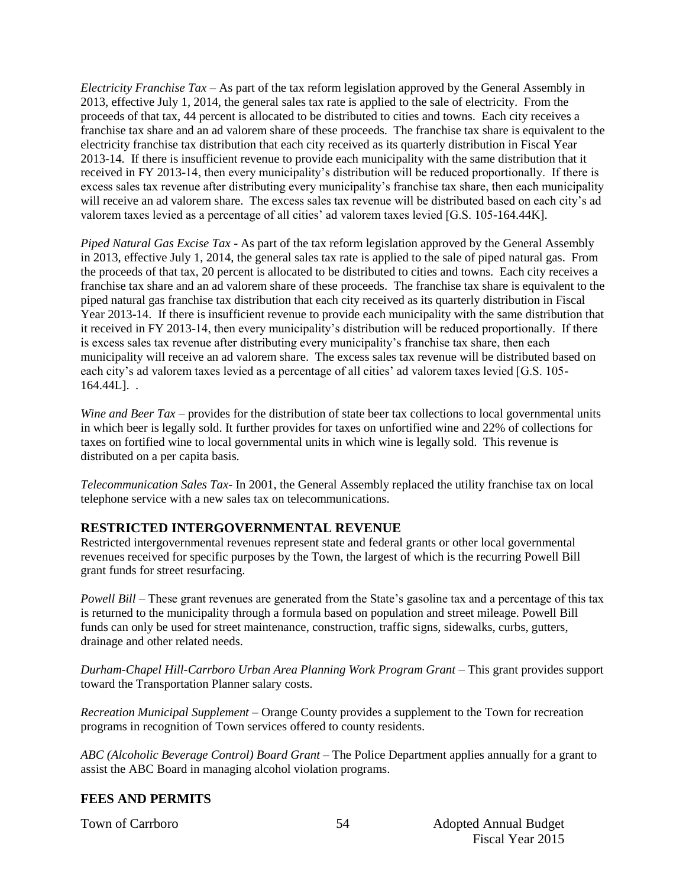*Electricity Franchise Tax* – As part of the tax reform legislation approved by the General Assembly in 2013, effective July 1, 2014, the general sales tax rate is applied to the sale of electricity. From the proceeds of that tax, 44 percent is allocated to be distributed to cities and towns. Each city receives a franchise tax share and an ad valorem share of these proceeds. The franchise tax share is equivalent to the electricity franchise tax distribution that each city received as its quarterly distribution in Fiscal Year 2013-14. If there is insufficient revenue to provide each municipality with the same distribution that it received in FY 2013-14, then every municipality's distribution will be reduced proportionally. If there is excess sales tax revenue after distributing every municipality's franchise tax share, then each municipality will receive an ad valorem share. The excess sales tax revenue will be distributed based on each city's ad valorem taxes levied as a percentage of all cities' ad valorem taxes levied [G.S. 105-164.44K].

*Piped Natural Gas Excise Tax* - As part of the tax reform legislation approved by the General Assembly in 2013, effective July 1, 2014, the general sales tax rate is applied to the sale of piped natural gas. From the proceeds of that tax, 20 percent is allocated to be distributed to cities and towns. Each city receives a franchise tax share and an ad valorem share of these proceeds. The franchise tax share is equivalent to the piped natural gas franchise tax distribution that each city received as its quarterly distribution in Fiscal Year 2013-14. If there is insufficient revenue to provide each municipality with the same distribution that it received in FY 2013-14, then every municipality's distribution will be reduced proportionally. If there is excess sales tax revenue after distributing every municipality's franchise tax share, then each municipality will receive an ad valorem share. The excess sales tax revenue will be distributed based on each city's ad valorem taxes levied as a percentage of all cities' ad valorem taxes levied [G.S. 105-164.44L]. .

*Wine and Beer Tax* – provides for the distribution of state beer tax collections to local governmental units in which beer is legally sold. It further provides for taxes on unfortified wine and 22% of collections for taxes on fortified wine to local governmental units in which wine is legally sold. This revenue is distributed on a per capita basis.

*Telecommunication Sales Tax*- In 2001, the General Assembly replaced the utility franchise tax on local telephone service with a new sales tax on telecommunications.

## RESTRICTED INTERGOVERNMENTAL REVENUE

Restricted intergovernmental revenues represent state and federal grants or other local governmental revenues received for specific purposes by the Town, the largest of which is the recurring Powell Bill grant funds for street resurfacing.

*Powell Bill* – These grant revenues are generated from the State's gasoline tax and a percentage of this tax is returned to the municipality through a formula based on population and street mileage. Powell Bill funds can only be used for street maintenance, construction, traffic signs, sidewalks, curbs, gutters, drainage and other related needs.

*Durham-Chapel Hill-Carrboro Urban Area Planning Work Program Grant* – This grant provides support toward the Transportation Planner salary costs.

*Recreation Municipal Supplement* – Orange County provides a supplement to the Town for recreation programs in recognition of Town services offered to county residents.

*ABC (Alcoholic Beverage Control) Board Grant* – The Police Department applies annually for a grant to assist the ABC Board in managing alcohol violation programs.

## FEES AND PERMITS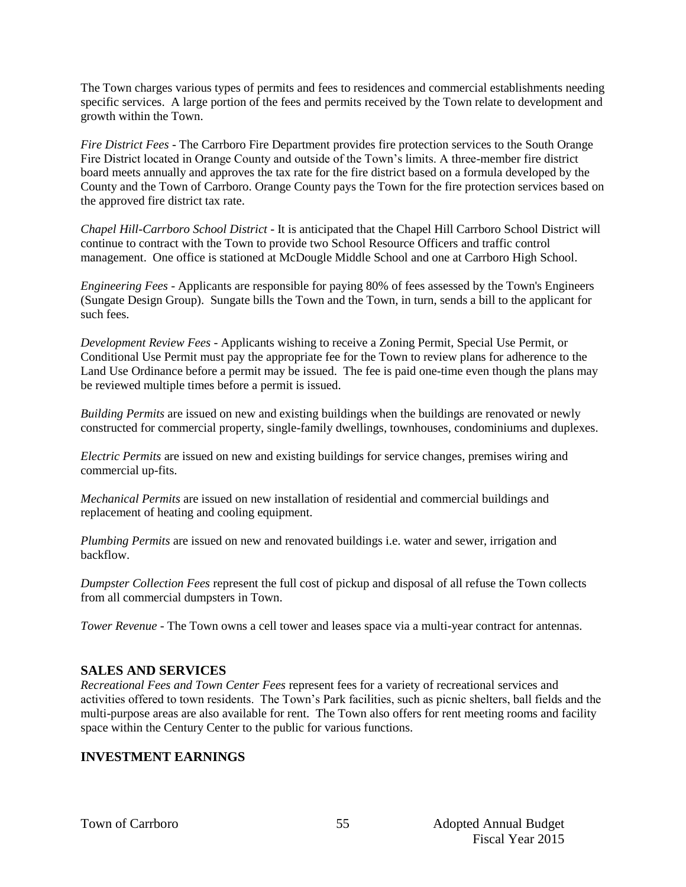The Town charges various types of permits and fees to residences and commercial establishments needing specific services. A large portion of the fees and permits received by the Town relate to development and growth within the Town.

*Fire District Fees* - The Carrboro Fire Department provides fire protection services to the South Orange Fire District located in Orange County and outside of the Town's limits. A three-member fire district board meets annually and approves the tax rate for the fire district based on a formula developed by the County and the Town of Carrboro. Orange County pays the Town for the fire protection services based on the approved fire district tax rate.

*Chapel Hill-Carrboro School District* - It is anticipated that the Chapel Hill Carrboro School District will continue to contract with the Town to provide two School Resource Officers and traffic control management. One office is stationed at McDougle Middle School and one at Carrboro High School.

*Engineering Fees* - Applicants are responsible for paying 80% of fees assessed by the Town's Engineers (Sungate Design Group). Sungate bills the Town and the Town, in turn, sends a bill to the applicant for such fees.

*Development Review Fees* - Applicants wishing to receive a Zoning Permit, Special Use Permit, or Conditional Use Permit must pay the appropriate fee for the Town to review plans for adherence to the Land Use Ordinance before a permit may be issued. The fee is paid one-time even though the plans may be reviewed multiple times before a permit is issued.

*Building Permits* are issued on new and existing buildings when the buildings are renovated or newly constructed for commercial property, single-family dwellings, townhouses, condominiums and duplexes.

*Electric Permits* are issued on new and existing buildings for service changes, premises wiring and commercial up-fits.

*Mechanical Permits* are issued on new installation of residential and commercial buildings and replacement of heating and cooling equipment.

*Plumbing Permits* are issued on new and renovated buildings i.e. water and sewer, irrigation and backflow.

*Dumpster Collection Fees* represent the full cost of pickup and disposal of all refuse the Town collects from all commercial dumpsters in Town.

*Tower Revenue* - The Town owns a cell tower and leases space via a multi-year contract for antennas.

## SALES AND SERVICES

*Recreational Fees and Town Center Fees* represent fees for a variety of recreational services and activities offered to town residents. The Town's Park facilities, such as picnic shelters, ball fields and the multi-purpose areas are also available for rent. The Town also offers for rent meeting rooms and facility space within the Century Center to the public for various functions.

## INVESTMENT EARNINGS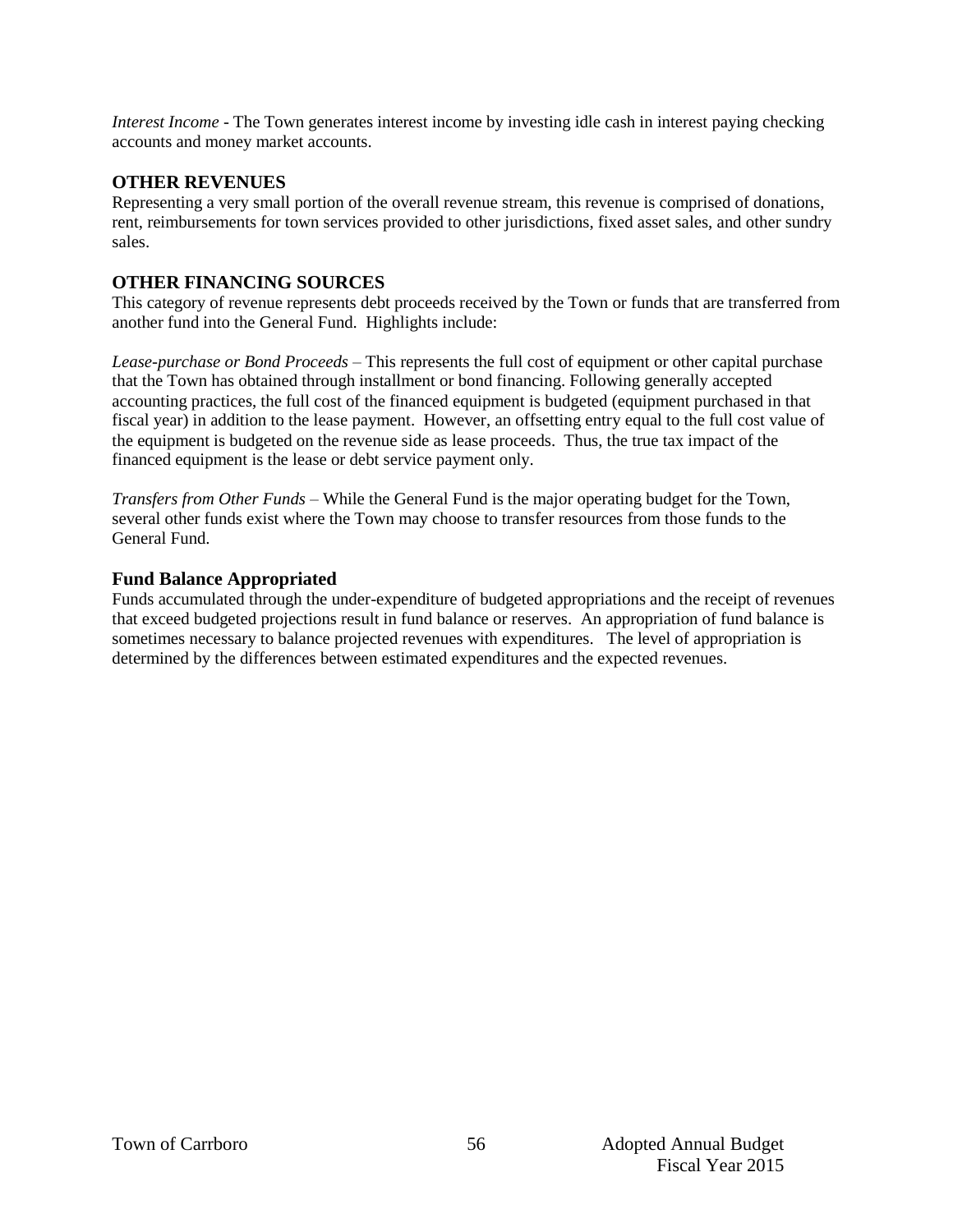*Interest Income* - The Town generates interest income by investing idle cash in interest paying checking accounts and money market accounts.

## OTHER REVENUES

Representing a very small portion of the overall revenue stream, this revenue is comprised of donations, rent, reimbursements for town services provided to other jurisdictions, fixed asset sales, and other sundry sales.

## OTHER FINANCING SOURCES

This category of revenue represents debt proceeds received by the Town or funds that are transferred from another fund into the General Fund. Highlights include:

*Lease-purchase or Bond Proceeds* – This represents the full cost of equipment or other capital purchase that the Town has obtained through installment or bond financing. Following generally accepted accounting practices, the full cost of the financed equipment is budgeted (equipment purchased in that fiscal year) in addition to the lease payment. However, an offsetting entry equal to the full cost value of the equipment is budgeted on the revenue side as lease proceeds. Thus, the true tax impact of the financed equipment is the lease or debt service payment only.

*Transfers from Other Funds* – While the General Fund is the major operating budget for the Town, several other funds exist where the Town may choose to transfer resources from those funds to the General Fund.

## Fund Balance Appropriated

Funds accumulated through the under-expenditure of budgeted appropriations and the receipt of revenues that exceed budgeted projections result in fund balance or reserves. An appropriation of fund balance is sometimes necessary to balance projected revenues with expenditures. The level of appropriation is determined by the differences between estimated expenditures and the expected revenues.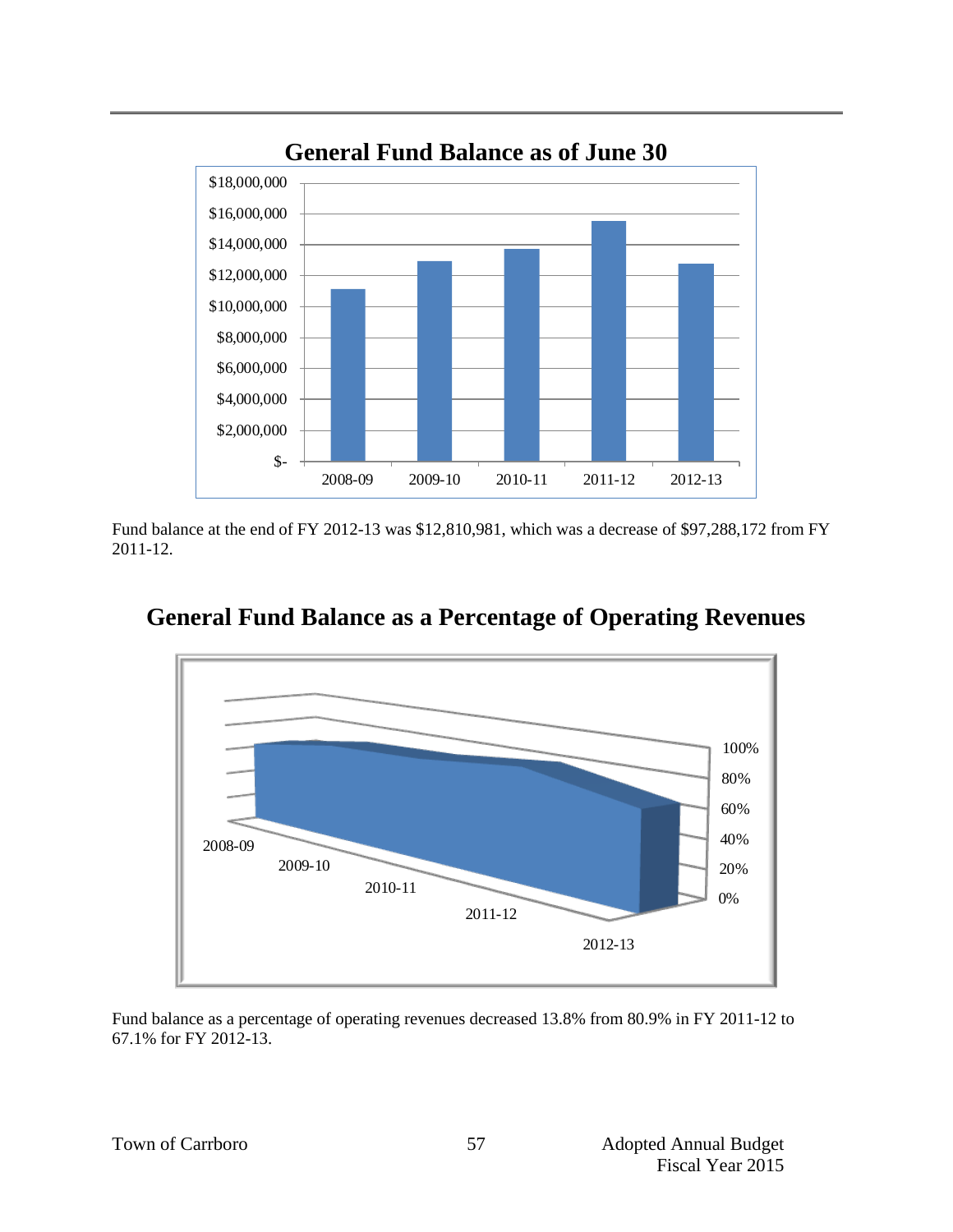## General Fund Balance as of June 30

Fund balance at the end of FY 2012-13 was $12,810,981, which was a decrease of $97,288,172 from FY 2011-12.

## General Fund Balance as a Percentage of Operating Revenues

Fund balance as a percentage of operating revenues decreased 13.8% from 80.9% in FY 2011-12 to 67.1% for FY 2012-13.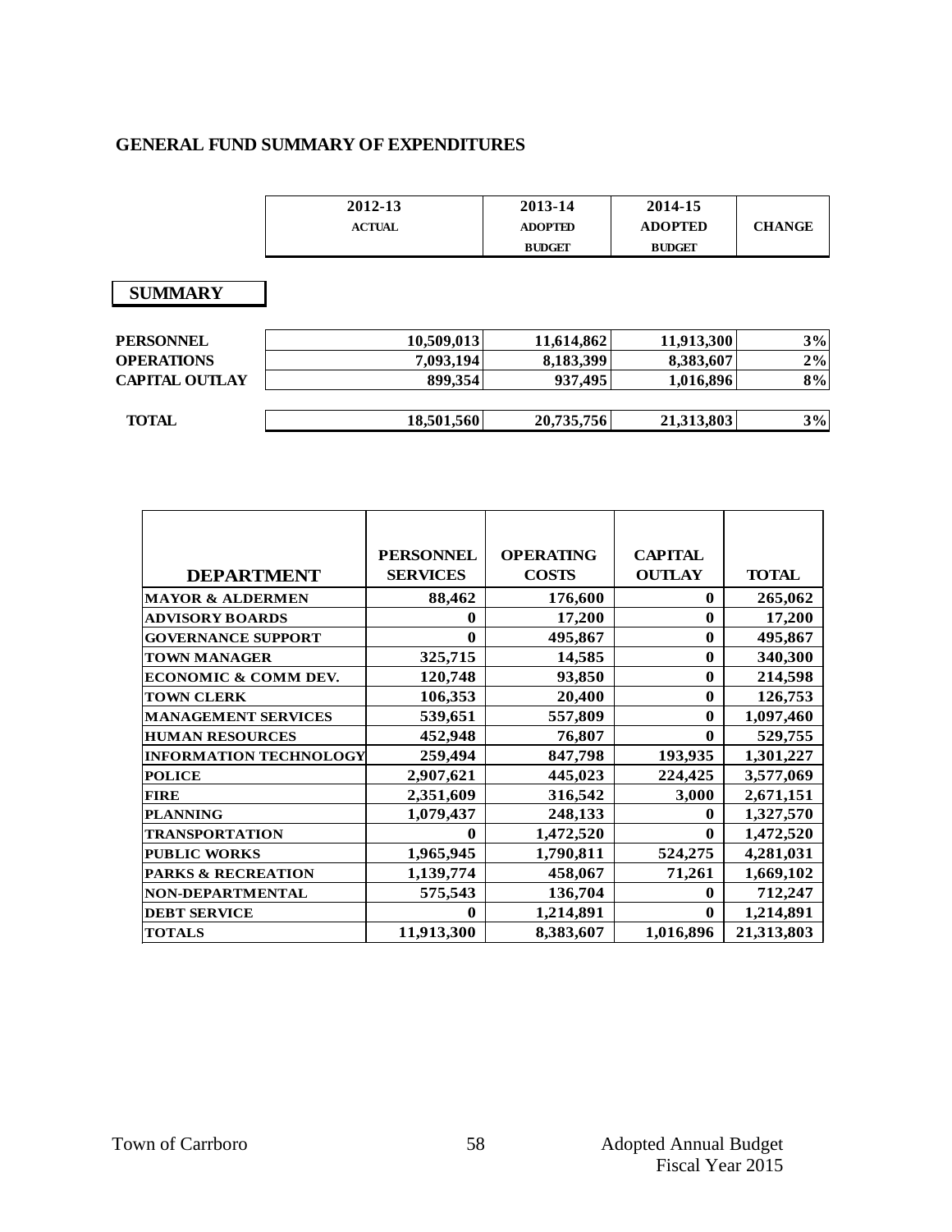## GENERAL FUND SUMMARY OF EXPENDITURES

| | 2012-13 ACTUAL | 2013-14 ADOPTED BUDGET | 2014-15 ADOPTED BUDGET | CHANGE |
|---|---|---|---|---|
| **SUMMARY** | | | | |
| PERSONNEL | 10,509,013 | 11,614,862 | 11,913,300 | 3% |
| OPERATIONS | 7,093,194 | 8,183,399 | 8,383,607 | 2% |
| CAPITAL OUTLAY | 899,354 | 937,495 | 1,016,896 | 8% |
| TOTAL | 18,501,560 | 20,735,756 | 21,313,803 | 3% |

| DEPARTMENT | PERSONNEL SERVICES | OPERATING COSTS | CAPITAL OUTLAY | TOTAL |
|---|---|---|---|---|
| MAYOR & ALDERMEN | 88,462 | 176,600 | 0 | 265,062 |
| ADVISORY BOARDS | 0 | 17,200 | 0 | 17,200 |
| GOVERNANCE SUPPORT | 0 | 495,867 | 0 | 495,867 |
| TOWN MANAGER | 325,715 | 14,585 | 0 | 340,300 |
| ECONOMIC & COMM DEV. | 120,748 | 93,850 | 0 | 214,598 |
| TOWN CLERK | 106,353 | 20,400 | 0 | 126,753 |
| MANAGEMENT SERVICES | 539,651 | 557,809 | 0 | 1,097,460 |
| HUMAN RESOURCES | 452,948 | 76,807 | 0 | 529,755 |
| INFORMATION TECHNOLOGY | 259,494 | 847,798 | 193,935 | 1,301,227 |
| POLICE | 2,907,621 | 445,023 | 224,425 | 3,577,069 |
| FIRE | 2,351,609 | 316,542 | 3,000 | 2,671,151 |
| PLANNING | 1,079,437 | 248,133 | 0 | 1,327,570 |
| TRANSPORTATION | 0 | 1,472,520 | 0 | 1,472,520 |
| PUBLIC WORKS | 1,965,945 | 1,790,811 | 524,275 | 4,281,031 |
| PARKS & RECREATION | 1,139,774 | 458,067 | 71,261 | 1,669,102 |
| NON-DEPARTMENTAL | 575,543 | 136,704 | 0 | 712,247 |
| DEBT SERVICE | 0 | 1,214,891 | 0 | 1,214,891 |
| TOTALS | 11,913,300 | 8,383,607 | 1,016,896 | 21,313,803 |